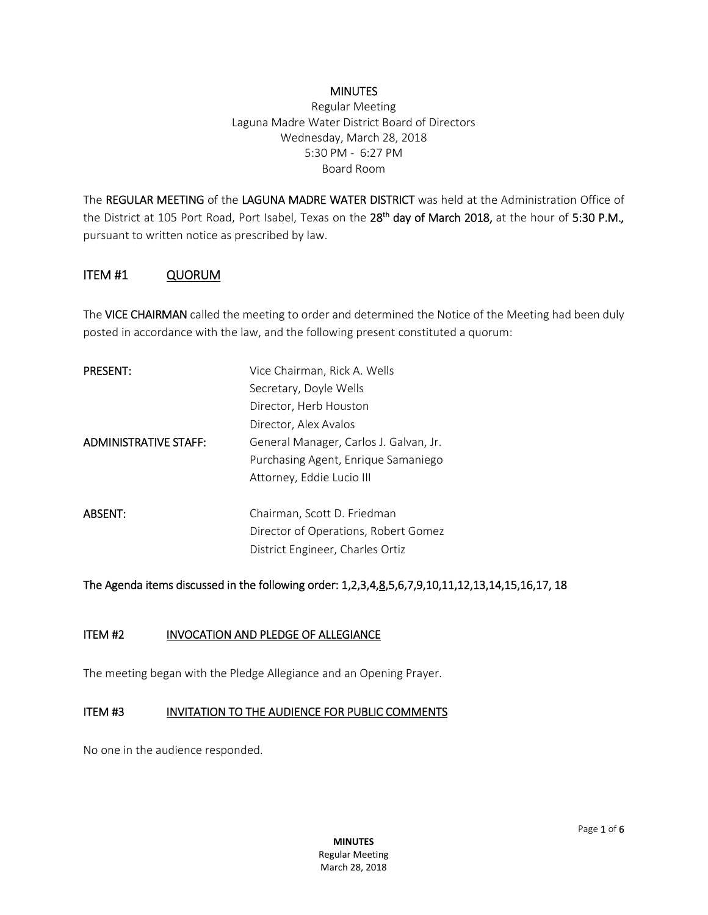# MINUTES

Regular Meeting
Laguna Madre Water District Board of Directors
Wednesday, March 28, 2018
5:30 PM - 6:27 PM
Board Room

The **REGULAR MEETING** of the **LAGUNA MADRE WATER DISTRICT** was held at the Administration Office of the District at 105 Port Road, Port Isabel, Texas on the **28th day of March 2018,** at the hour of **5:30 P.M.,** pursuant to written notice as prescribed by law.

## ITEM #1 QUORUM

The **VICE CHAIRMAN** called the meeting to order and determined the Notice of the Meeting had been duly posted in accordance with the law, and the following present constituted a quorum:

| | |
|---|---|
| **PRESENT:** | Vice Chairman, Rick A. Wells |
| | Secretary, Doyle Wells |
| | Director, Herb Houston |
| | Director, Alex Avalos |
| **ADMINISTRATIVE STAFF:** | General Manager, Carlos J. Galvan, Jr. |
| | Purchasing Agent, Enrique Samaniego |
| | Attorney, Eddie Lucio III |
| **ABSENT:** | Chairman, Scott D. Friedman |
| | Director of Operations, Robert Gomez |
| | District Engineer, Charles Ortiz |

**The Agenda items discussed in the following order: 1,2,3,4,8,5,6,7,9,10,11,12,13,14,15,16,17, 18**

## ITEM #2 INVOCATION AND PLEDGE OF ALLEGIANCE

The meeting began with the Pledge Allegiance and an Opening Prayer.

## ITEM #3 INVITATION TO THE AUDIENCE FOR PUBLIC COMMENTS

No one in the audience responded.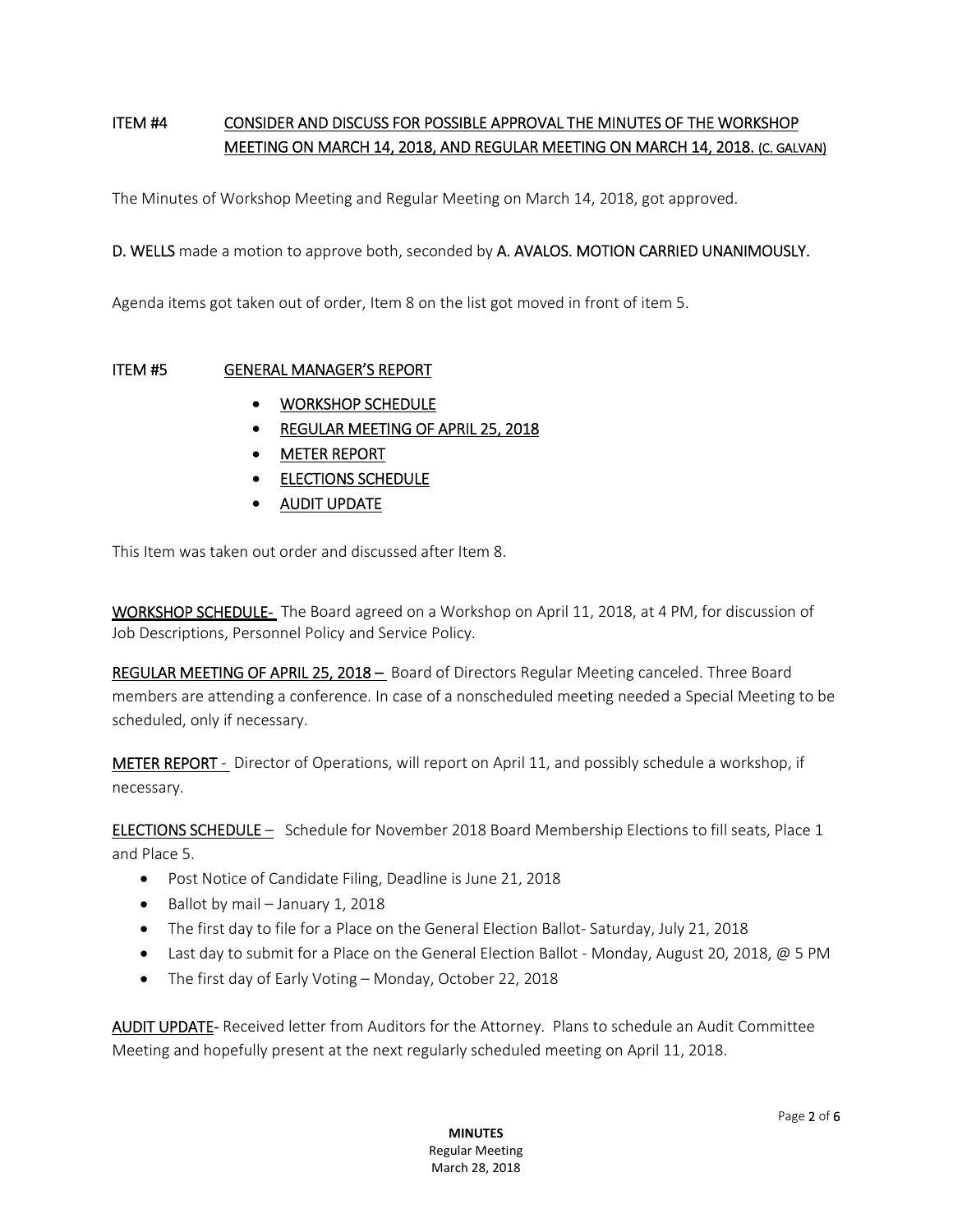**ITEM #4** **<u>CONSIDER AND DISCUSS FOR POSSIBLE APPROVAL THE MINUTES OF THE WORKSHOP MEETING ON MARCH 14, 2018, AND REGULAR MEETING ON MARCH 14, 2018. (C. GALVAN)</u>**

The Minutes of Workshop Meeting and Regular Meeting on March 14, 2018, got approved.

**D. WELLS** made a motion to approve both, seconded by **A. AVALOS. MOTION CARRIED UNANIMOUSLY.**

Agenda items got taken out of order, Item 8 on the list got moved in front of item 5.

**ITEM #5** **<u>GENERAL MANAGER'S REPORT</u>**

- <u>WORKSHOP SCHEDULE</u>
- <u>REGULAR MEETING OF APRIL 25, 2018</u>
- <u>METER REPORT</u>
- <u>ELECTIONS SCHEDULE</u>
- <u>AUDIT UPDATE</u>

This Item was taken out order and discussed after Item 8.

**<u>WORKSHOP SCHEDULE-</u>** The Board agreed on a Workshop on April 11, 2018, at 4 PM, for discussion of Job Descriptions, Personnel Policy and Service Policy.

**<u>REGULAR MEETING OF APRIL 25, 2018 –</u>** Board of Directors Regular Meeting canceled. Three Board members are attending a conference. In case of a nonscheduled meeting needed a Special Meeting to be scheduled, only if necessary.

**<u>METER REPORT -</u>** Director of Operations, will report on April 11, and possibly schedule a workshop, if necessary.

**<u>ELECTIONS SCHEDULE –</u>** Schedule for November 2018 Board Membership Elections to fill seats, Place 1 and Place 5.

- Post Notice of Candidate Filing, Deadline is June 21, 2018
- Ballot by mail – January 1, 2018
- The first day to file for a Place on the General Election Ballot- Saturday, July 21, 2018
- Last day to submit for a Place on the General Election Ballot - Monday, August 20, 2018, @ 5 PM
- The first day of Early Voting – Monday, October 22, 2018

**<u>AUDIT UPDATE</u>-** Received letter from Auditors for the Attorney. Plans to schedule an Audit Committee Meeting and hopefully present at the next regularly scheduled meeting on April 11, 2018.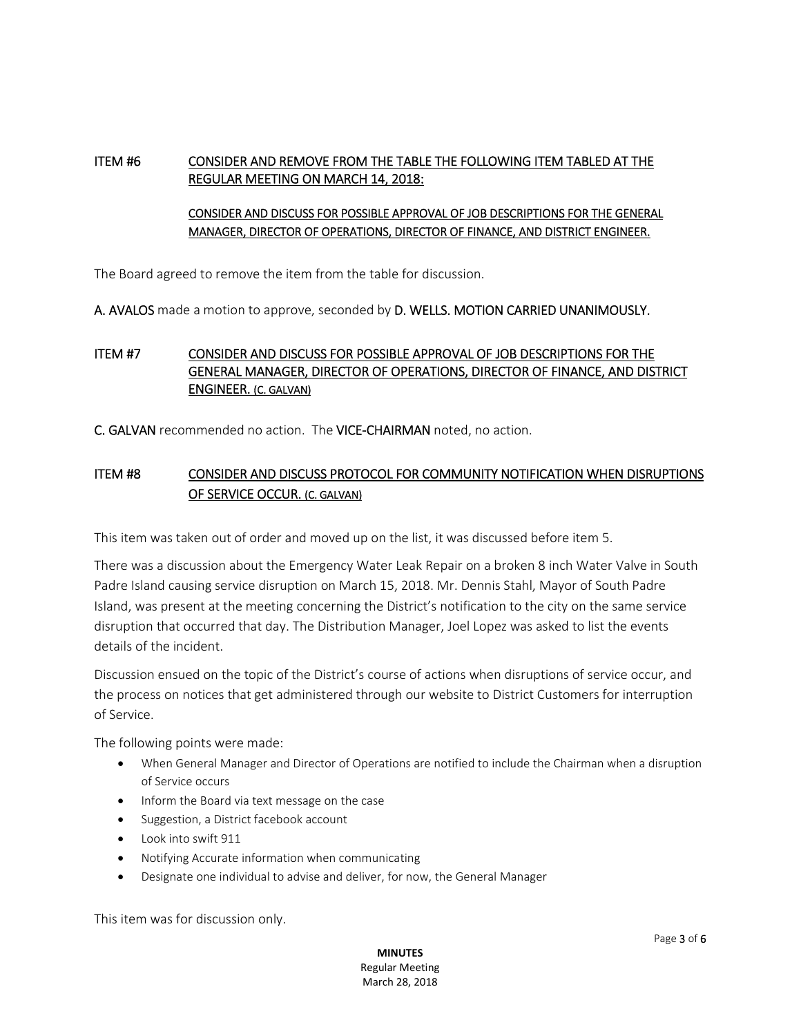**ITEM #6** **CONSIDER AND REMOVE FROM THE TABLE THE FOLLOWING ITEM TABLED AT THE REGULAR MEETING ON MARCH 14, 2018:**

**CONSIDER AND DISCUSS FOR POSSIBLE APPROVAL OF JOB DESCRIPTIONS FOR THE GENERAL MANAGER, DIRECTOR OF OPERATIONS, DIRECTOR OF FINANCE, AND DISTRICT ENGINEER.**

The Board agreed to remove the item from the table for discussion.

**A. AVALOS** made a motion to approve, seconded by **D. WELLS. MOTION CARRIED UNANIMOUSLY.**

**ITEM #7** **CONSIDER AND DISCUSS FOR POSSIBLE APPROVAL OF JOB DESCRIPTIONS FOR THE GENERAL MANAGER, DIRECTOR OF OPERATIONS, DIRECTOR OF FINANCE, AND DISTRICT ENGINEER. (C. GALVAN)**

**C. GALVAN** recommended no action. The **VICE-CHAIRMAN** noted, no action.

**ITEM #8** **CONSIDER AND DISCUSS PROTOCOL FOR COMMUNITY NOTIFICATION WHEN DISRUPTIONS OF SERVICE OCCUR. (C. GALVAN)**

This item was taken out of order and moved up on the list, it was discussed before item 5.

There was a discussion about the Emergency Water Leak Repair on a broken 8 inch Water Valve in South Padre Island causing service disruption on March 15, 2018. Mr. Dennis Stahl, Mayor of South Padre Island, was present at the meeting concerning the District's notification to the city on the same service disruption that occurred that day. The Distribution Manager, Joel Lopez was asked to list the events details of the incident.

Discussion ensued on the topic of the District's course of actions when disruptions of service occur, and the process on notices that get administered through our website to District Customers for interruption of Service.

The following points were made:

- When General Manager and Director of Operations are notified to include the Chairman when a disruption of Service occurs
- Inform the Board via text message on the case
- Suggestion, a District facebook account
- Look into swift 911
- Notifying Accurate information when communicating
- Designate one individual to advise and deliver, for now, the General Manager

This item was for discussion only.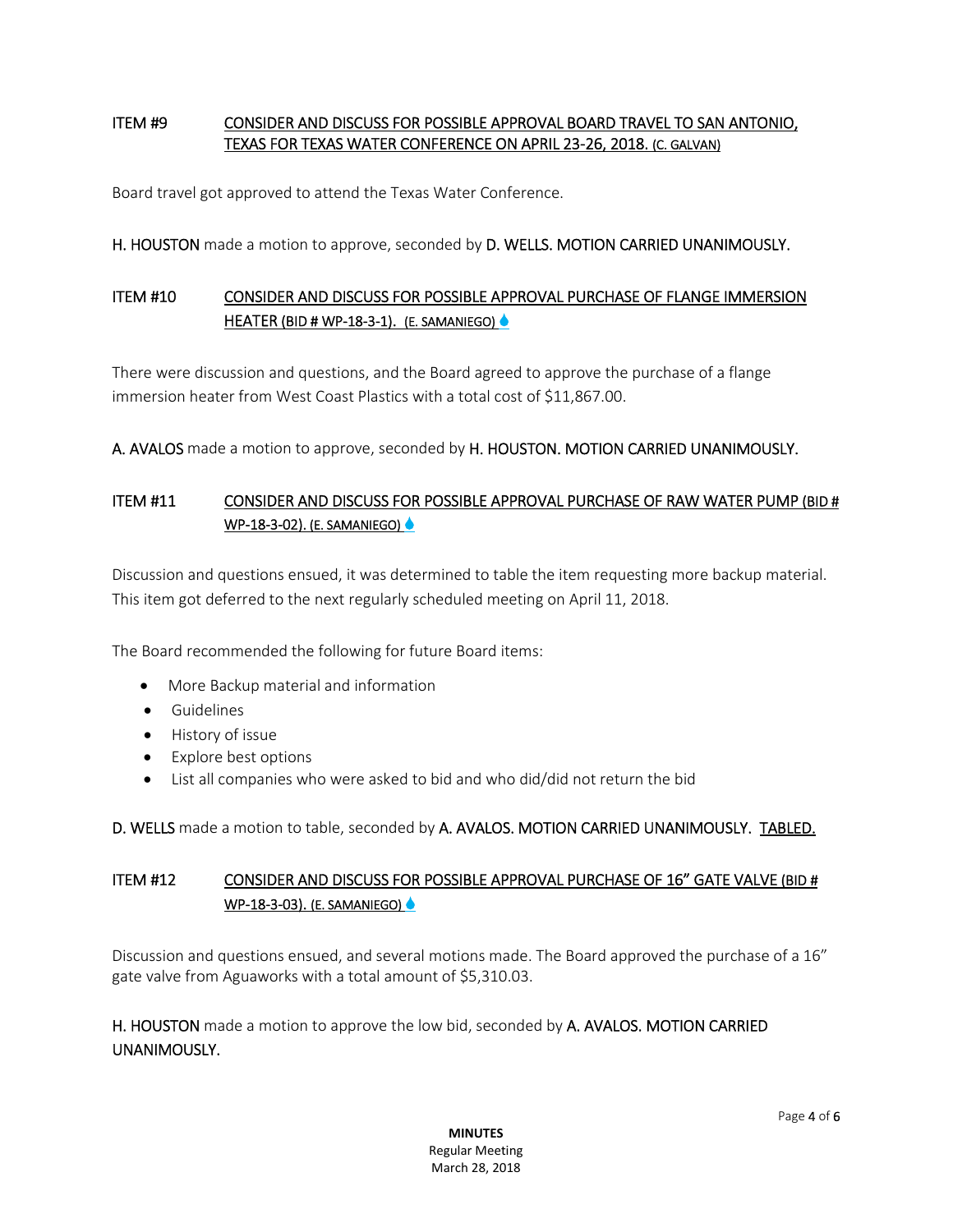ITEM #9 CONSIDER AND DISCUSS FOR POSSIBLE APPROVAL BOARD TRAVEL TO SAN ANTONIO, TEXAS FOR TEXAS WATER CONFERENCE ON APRIL 23-26, 2018. (C. GALVAN)

Board travel got approved to attend the Texas Water Conference.

H. HOUSTON made a motion to approve, seconded by D. WELLS. MOTION CARRIED UNANIMOUSLY.

ITEM #10 CONSIDER AND DISCUSS FOR POSSIBLE APPROVAL PURCHASE OF FLANGE IMMERSION HEATER (BID # WP-18-3-1). (E. SAMANIEGO)

There were discussion and questions, and the Board agreed to approve the purchase of a flange immersion heater from West Coast Plastics with a total cost of $11,867.00.

A. AVALOS made a motion to approve, seconded by H. HOUSTON. MOTION CARRIED UNANIMOUSLY.

ITEM #11 CONSIDER AND DISCUSS FOR POSSIBLE APPROVAL PURCHASE OF RAW WATER PUMP (BID # WP-18-3-02). (E. SAMANIEGO)

Discussion and questions ensued, it was determined to table the item requesting more backup material. This item got deferred to the next regularly scheduled meeting on April 11, 2018.

The Board recommended the following for future Board items:

- More Backup material and information
- Guidelines
- History of issue
- Explore best options
- List all companies who were asked to bid and who did/did not return the bid

D. WELLS made a motion to table, seconded by A. AVALOS. MOTION CARRIED UNANIMOUSLY. TABLED.

ITEM #12 CONSIDER AND DISCUSS FOR POSSIBLE APPROVAL PURCHASE OF 16" GATE VALVE (BID # WP-18-3-03). (E. SAMANIEGO)

Discussion and questions ensued, and several motions made. The Board approved the purchase of a 16" gate valve from Aguaworks with a total amount of $5,310.03.

H. HOUSTON made a motion to approve the low bid, seconded by A. AVALOS. MOTION CARRIED UNANIMOUSLY.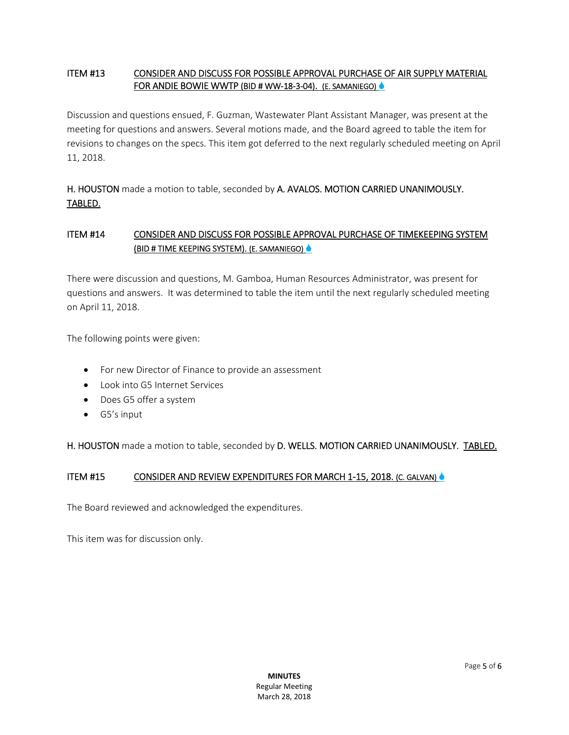### ITEM #13 CONSIDER AND DISCUSS FOR POSSIBLE APPROVAL PURCHASE OF AIR SUPPLY MATERIAL FOR ANDIE BOWIE WWTP (BID # WW-18-3-04). (E. SAMANIEGO)

Discussion and questions ensued, F. Guzman, Wastewater Plant Assistant Manager, was present at the meeting for questions and answers. Several motions made, and the Board agreed to table the item for revisions to changes on the specs. This item got deferred to the next regularly scheduled meeting on April 11, 2018.

H. HOUSTON made a motion to table, seconded by A. AVALOS. MOTION CARRIED UNANIMOUSLY. TABLED.

### ITEM #14 CONSIDER AND DISCUSS FOR POSSIBLE APPROVAL PURCHASE OF TIMEKEEPING SYSTEM (BID # TIME KEEPING SYSTEM). (E. SAMANIEGO)

There were discussion and questions, M. Gamboa, Human Resources Administrator, was present for questions and answers. It was determined to table the item until the next regularly scheduled meeting on April 11, 2018.

The following points were given:

- For new Director of Finance to provide an assessment
- Look into G5 Internet Services
- Does G5 offer a system
- G5's input

H. HOUSTON made a motion to table, seconded by D. WELLS. MOTION CARRIED UNANIMOUSLY. TABLED.

### ITEM #15 CONSIDER AND REVIEW EXPENDITURES FOR MARCH 1-15, 2018. (C. GALVAN)

The Board reviewed and acknowledged the expenditures.

This item was for discussion only.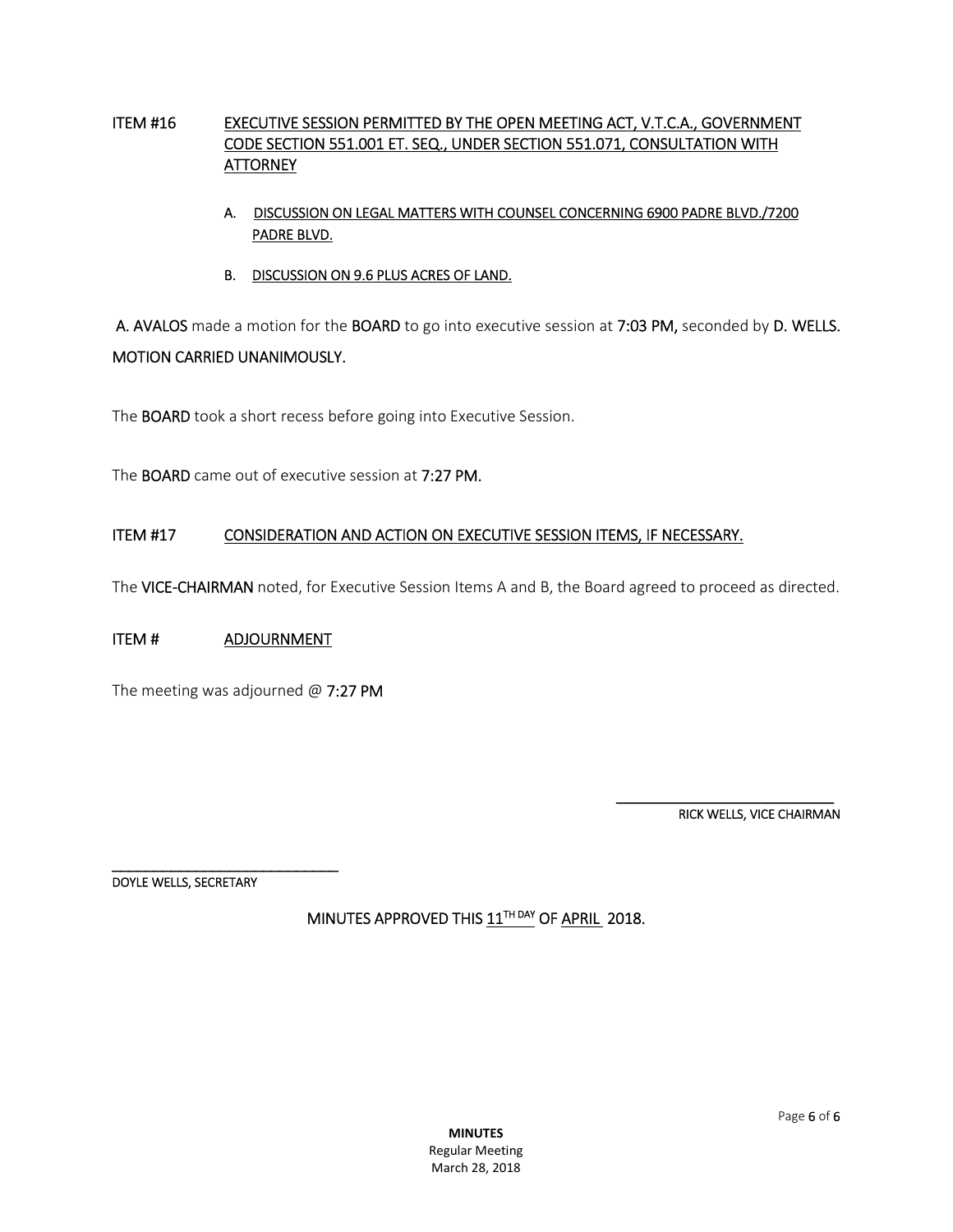**ITEM #16** **EXECUTIVE SESSION PERMITTED BY THE OPEN MEETING ACT, V.T.C.A., GOVERNMENT CODE SECTION 551.001 ET. SEQ., UNDER SECTION 551.071, CONSULTATION WITH ATTORNEY**

A. DISCUSSION ON LEGAL MATTERS WITH COUNSEL CONCERNING 6900 PADRE BLVD./7200 PADRE BLVD.

B. DISCUSSION ON 9.6 PLUS ACRES OF LAND.

**A. AVALOS** made a motion for the **BOARD** to go into executive session at **7:03 PM,** seconded by **D. WELLS.** **MOTION CARRIED UNANIMOUSLY.**

The **BOARD** took a short recess before going into Executive Session.

The **BOARD** came out of executive session at **7:27 PM.**

**ITEM #17** **CONSIDERATION AND ACTION ON EXECUTIVE SESSION ITEMS, IF NECESSARY.**

The **VICE-CHAIRMAN** noted, for Executive Session Items A and B, the Board agreed to proceed as directed.

**ITEM #** **ADJOURNMENT**

The meeting was adjourned @ **7:27 PM**

\_\_\_\_\_\_\_\_\_\_\_\_\_\_\_\_\_\_\_\_\_\_\_\_\_\_\_\_
RICK WELLS, VICE CHAIRMAN

\_\_\_\_\_\_\_\_\_\_\_\_\_\_\_\_\_\_\_\_\_\_\_\_\_\_\_\_
DOYLE WELLS, SECRETARY

MINUTES APPROVED THIS 11TH DAY OF APRIL 2018.